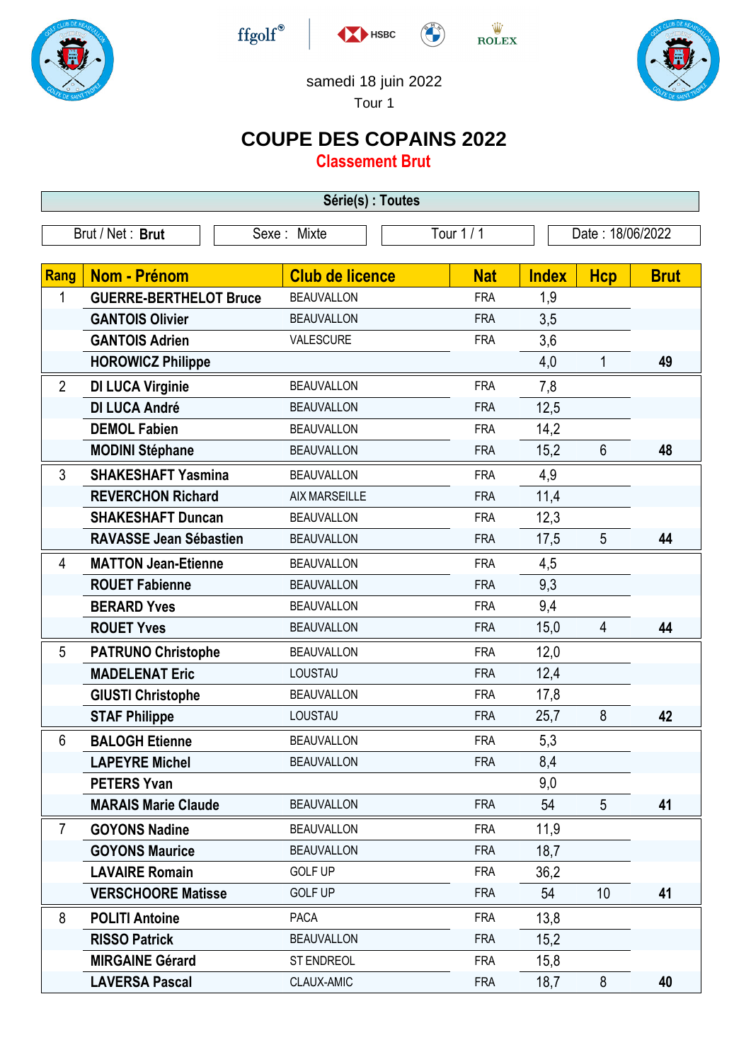samedi 18 juin 2022

Tour 1

# COUPE DES COPAINS 2022

## Classement Brut

**Série(s) : Toutes**

| Brut / Net : **Brut** | Sexe : Mixte | Tour 1 / 1 | Date : 18/06/2022 |
|---|---|---|---|

| Rang | Nom - Prénom | Club de licence | Nat | Index | Hcp | Brut |
|---|---|---|---|---|---|---|
| 1 | **GUERRE-BERTHELOT Bruce** | BEAUVALLON | FRA | 1,9 | | |
| | **GANTOIS Olivier** | BEAUVALLON | FRA | 3,5 | | |
| | **GANTOIS Adrien** | VALESCURE | FRA | 3,6 | | |
| | **HOROWICZ Philippe** | | | 4,0 | 1 | **49** |
| 2 | **DI LUCA Virginie** | BEAUVALLON | FRA | 7,8 | | |
| | **DI LUCA André** | BEAUVALLON | FRA | 12,5 | | |
| | **DEMOL Fabien** | BEAUVALLON | FRA | 14,2 | | |
| | **MODINI Stéphane** | BEAUVALLON | FRA | 15,2 | 6 | **48** |
| 3 | **SHAKESHAFT Yasmina** | BEAUVALLON | FRA | 4,9 | | |
| | **REVERCHON Richard** | AIX MARSEILLE | FRA | 11,4 | | |
| | **SHAKESHAFT Duncan** | BEAUVALLON | FRA | 12,3 | | |
| | **RAVASSE Jean Sébastien** | BEAUVALLON | FRA | 17,5 | 5 | **44** |
| 4 | **MATTON Jean-Etienne** | BEAUVALLON | FRA | 4,5 | | |
| | **ROUET Fabienne** | BEAUVALLON | FRA | 9,3 | | |
| | **BERARD Yves** | BEAUVALLON | FRA | 9,4 | | |
| | **ROUET Yves** | BEAUVALLON | FRA | 15,0 | 4 | **44** |
| 5 | **PATRUNO Christophe** | BEAUVALLON | FRA | 12,0 | | |
| | **MADELENAT Eric** | LOUSTAU | FRA | 12,4 | | |
| | **GIUSTI Christophe** | BEAUVALLON | FRA | 17,8 | | |
| | **STAF Philippe** | LOUSTAU | FRA | 25,7 | 8 | **42** |
| 6 | **BALOGH Etienne** | BEAUVALLON | FRA | 5,3 | | |
| | **LAPEYRE Michel** | BEAUVALLON | FRA | 8,4 | | |
| | **PETERS Yvan** | | | 9,0 | | |
| | **MARAIS Marie Claude** | BEAUVALLON | FRA | 54 | 5 | **41** |
| 7 | **GOYONS Nadine** | BEAUVALLON | FRA | 11,9 | | |
| | **GOYONS Maurice** | BEAUVALLON | FRA | 18,7 | | |
| | **LAVAIRE Romain** | GOLF UP | FRA | 36,2 | | |
| | **VERSCHOORE Matisse** | GOLF UP | FRA | 54 | 10 | **41** |
| 8 | **POLITI Antoine** | PACA | FRA | 13,8 | | |
| | **RISSO Patrick** | BEAUVALLON | FRA | 15,2 | | |
| | **MIRGAINE Gérard** | ST ENDREOL | FRA | 15,8 | | |
| | **LAVERSA Pascal** | CLAUX-AMIC | FRA | 18,7 | 8 | **40** |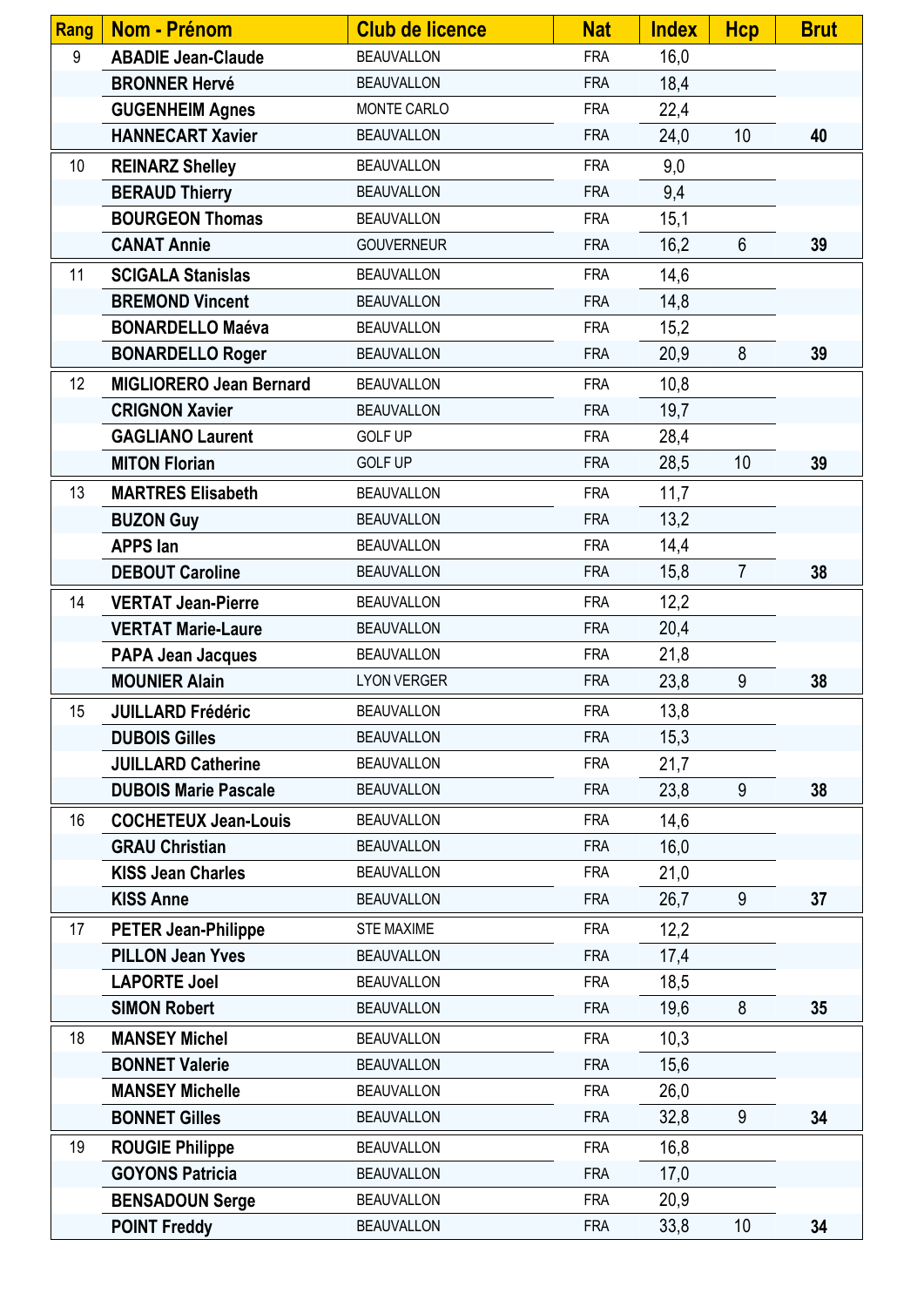| Rang | Nom - Prénom | Club de licence | Nat | Index | Hcp | Brut |
|---|---|---|---|---|---|---|
| 9 | **ABADIE Jean-Claude** | BEAUVALLON | FRA | 16,0 | | |
| | **BRONNER Hervé** | BEAUVALLON | FRA | 18,4 | | |
| | **GUGENHEIM Agnes** | MONTE CARLO | FRA | 22,4 | | |
| | **HANNECART Xavier** | BEAUVALLON | FRA | 24,0 | 10 | **40** |
| 10 | **REINARZ Shelley** | BEAUVALLON | FRA | 9,0 | | |
| | **BERAUD Thierry** | BEAUVALLON | FRA | 9,4 | | |
| | **BOURGEON Thomas** | BEAUVALLON | FRA | 15,1 | | |
| | **CANAT Annie** | GOUVERNEUR | FRA | 16,2 | 6 | **39** |
| 11 | **SCIGALA Stanislas** | BEAUVALLON | FRA | 14,6 | | |
| | **BREMOND Vincent** | BEAUVALLON | FRA | 14,8 | | |
| | **BONARDELLO Maéva** | BEAUVALLON | FRA | 15,2 | | |
| | **BONARDELLO Roger** | BEAUVALLON | FRA | 20,9 | 8 | **39** |
| 12 | **MIGLIORERO Jean Bernard** | BEAUVALLON | FRA | 10,8 | | |
| | **CRIGNON Xavier** | BEAUVALLON | FRA | 19,7 | | |
| | **GAGLIANO Laurent** | GOLF UP | FRA | 28,4 | | |
| | **MITON Florian** | GOLF UP | FRA | 28,5 | 10 | **39** |
| 13 | **MARTRES Elisabeth** | BEAUVALLON | FRA | 11,7 | | |
| | **BUZON Guy** | BEAUVALLON | FRA | 13,2 | | |
| | **APPS Ian** | BEAUVALLON | FRA | 14,4 | | |
| | **DEBOUT Caroline** | BEAUVALLON | FRA | 15,8 | 7 | **38** |
| 14 | **VERTAT Jean-Pierre** | BEAUVALLON | FRA | 12,2 | | |
| | **VERTAT Marie-Laure** | BEAUVALLON | FRA | 20,4 | | |
| | **PAPA Jean Jacques** | BEAUVALLON | FRA | 21,8 | | |
| | **MOUNIER Alain** | LYON VERGER | FRA | 23,8 | 9 | **38** |
| 15 | **JUILLARD Frédéric** | BEAUVALLON | FRA | 13,8 | | |
| | **DUBOIS Gilles** | BEAUVALLON | FRA | 15,3 | | |
| | **JUILLARD Catherine** | BEAUVALLON | FRA | 21,7 | | |
| | **DUBOIS Marie Pascale** | BEAUVALLON | FRA | 23,8 | 9 | **38** |
| 16 | **COCHETEUX Jean-Louis** | BEAUVALLON | FRA | 14,6 | | |
| | **GRAU Christian** | BEAUVALLON | FRA | 16,0 | | |
| | **KISS Jean Charles** | BEAUVALLON | FRA | 21,0 | | |
| | **KISS Anne** | BEAUVALLON | FRA | 26,7 | 9 | **37** |
| 17 | **PETER Jean-Philippe** | STE MAXIME | FRA | 12,2 | | |
| | **PILLON Jean Yves** | BEAUVALLON | FRA | 17,4 | | |
| | **LAPORTE Joel** | BEAUVALLON | FRA | 18,5 | | |
| | **SIMON Robert** | BEAUVALLON | FRA | 19,6 | 8 | **35** |
| 18 | **MANSEY Michel** | BEAUVALLON | FRA | 10,3 | | |
| | **BONNET Valerie** | BEAUVALLON | FRA | 15,6 | | |
| | **MANSEY Michelle** | BEAUVALLON | FRA | 26,0 | | |
| | **BONNET Gilles** | BEAUVALLON | FRA | 32,8 | 9 | **34** |
| 19 | **ROUGIE Philippe** | BEAUVALLON | FRA | 16,8 | | |
| | **GOYONS Patricia** | BEAUVALLON | FRA | 17,0 | | |
| | **BENSADOUN Serge** | BEAUVALLON | FRA | 20,9 | | |
| | **POINT Freddy** | BEAUVALLON | FRA | 33,8 | 10 | **34** |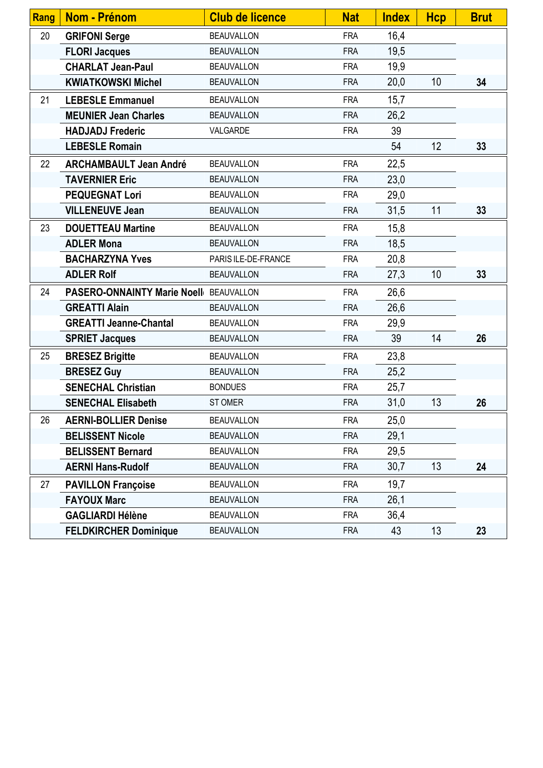| Rang | Nom - Prénom | Club de licence | Nat | Index | Hcp | Brut |
|---|---|---|---|---|---|---|
| 20 | **GRIFONI Serge** | BEAUVALLON | FRA | 16,4 | | |
| | **FLORI Jacques** | BEAUVALLON | FRA | 19,5 | | |
| | **CHARLAT Jean-Paul** | BEAUVALLON | FRA | 19,9 | | |
| | **KWIATKOWSKI Michel** | BEAUVALLON | FRA | 20,0 | 10 | **34** |
| 21 | **LEBESLE Emmanuel** | BEAUVALLON | FRA | 15,7 | | |
| | **MEUNIER Jean Charles** | BEAUVALLON | FRA | 26,2 | | |
| | **HADJADJ Frederic** | VALGARDE | FRA | 39 | | |
| | **LEBESLE Romain** | | | 54 | 12 | **33** |
| 22 | **ARCHAMBAULT Jean André** | BEAUVALLON | FRA | 22,5 | | |
| | **TAVERNIER Eric** | BEAUVALLON | FRA | 23,0 | | |
| | **PEQUEGNAT Lori** | BEAUVALLON | FRA | 29,0 | | |
| | **VILLENEUVE Jean** | BEAUVALLON | FRA | 31,5 | 11 | **33** |
| 23 | **DOUETTEAU Martine** | BEAUVALLON | FRA | 15,8 | | |
| | **ADLER Mona** | BEAUVALLON | FRA | 18,5 | | |
| | **BACHARZYNA Yves** | PARIS ILE-DE-FRANCE | FRA | 20,8 | | |
| | **ADLER Rolf** | BEAUVALLON | FRA | 27,3 | 10 | **33** |
| 24 | **PASERO-ONNAINTY Marie Noell** | BEAUVALLON | FRA | 26,6 | | |
| | **GREATTI Alain** | BEAUVALLON | FRA | 26,6 | | |
| | **GREATTI Jeanne-Chantal** | BEAUVALLON | FRA | 29,9 | | |
| | **SPRIET Jacques** | BEAUVALLON | FRA | 39 | 14 | **26** |
| 25 | **BRESEZ Brigitte** | BEAUVALLON | FRA | 23,8 | | |
| | **BRESEZ Guy** | BEAUVALLON | FRA | 25,2 | | |
| | **SENECHAL Christian** | BONDUES | FRA | 25,7 | | |
| | **SENECHAL Elisabeth** | ST OMER | FRA | 31,0 | 13 | **26** |
| 26 | **AERNI-BOLLIER Denise** | BEAUVALLON | FRA | 25,0 | | |
| | **BELISSENT Nicole** | BEAUVALLON | FRA | 29,1 | | |
| | **BELISSENT Bernard** | BEAUVALLON | FRA | 29,5 | | |
| | **AERNI Hans-Rudolf** | BEAUVALLON | FRA | 30,7 | 13 | **24** |
| 27 | **PAVILLON Françoise** | BEAUVALLON | FRA | 19,7 | | |
| | **FAYOUX Marc** | BEAUVALLON | FRA | 26,1 | | |
| | **GAGLIARDI Hélène** | BEAUVALLON | FRA | 36,4 | | |
| | **FELDKIRCHER Dominique** | BEAUVALLON | FRA | 43 | 13 | **23** |